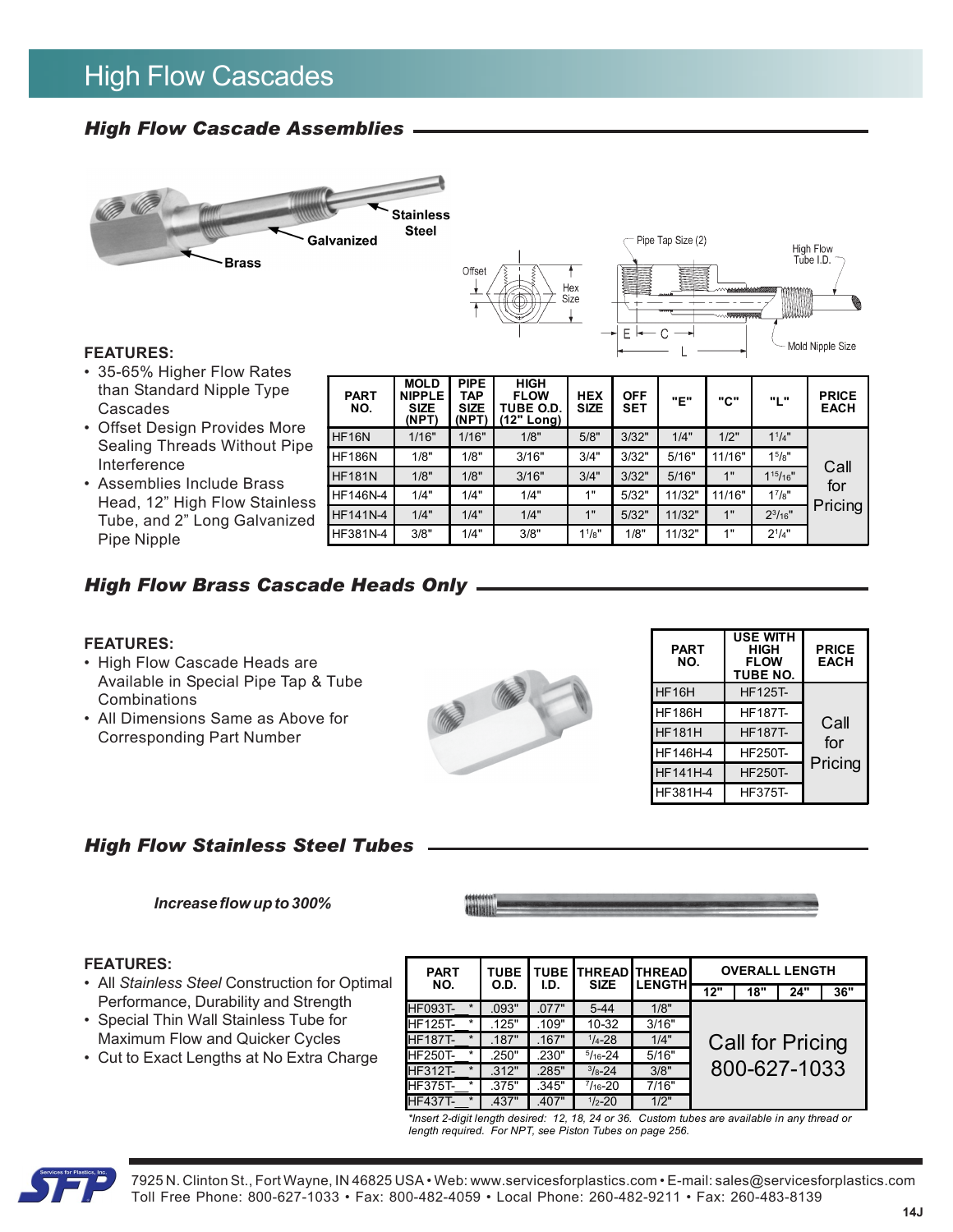# High Flow Cascades

## High Flow Cascade Assemblies

Stainless Steel

Galvanized

Brass

Pipe Tap Size (2)

High Flow Tube I.D.

Offset

Hex Size

E C

L

Mold Nipple Size

**FEATURES:**

- 35-65% Higher Flow Rates than Standard Nipple Type Cascades
- Offset Design Provides More Sealing Threads Without Pipe Interference
- Assemblies Include Brass Head, 12" High Flow Stainless Tube, and 2" Long Galvanized Pipe Nipple

| PART NO. | MOLD NIPPLE SIZE (NPT) | PIPE TAP SIZE (NPT) | HIGH FLOW TUBE O.D. (12" Long) | HEX SIZE | OFF SET | "E" | "C" | "L" | PRICE EACH |
|---|---|---|---|---|---|---|---|---|---|
| HF16N | 1/16" | 1/16" | 1/8" | 5/8" | 3/32" | 1/4" | 1/2" | 1-1/4" | Call for Pricing |
| HF186N | 1/8" | 1/8" | 3/16" | 3/4" | 3/32" | 5/16" | 11/16" | 1-5/8" | |
| HF181N | 1/8" | 1/8" | 3/16" | 3/4" | 3/32" | 5/16" | 1" | 1-15/16" | |
| HF146N-4 | 1/4" | 1/4" | 1/4" | 1" | 5/32" | 11/32" | 11/16" | 1-7/8" | |
| HF141N-4 | 1/4" | 1/4" | 1/4" | 1" | 5/32" | 11/32" | 1" | 2-3/16" | |
| HF381N-4 | 3/8" | 1/4" | 3/8" | 1-1/8" | 1/8" | 11/32" | 1" | 2-1/4" | |

## High Flow Brass Cascade Heads Only

**FEATURES:**

- High Flow Cascade Heads are Available in Special Pipe Tap & Tube Combinations
- All Dimensions Same as Above for Corresponding Part Number

| PART NO. | USE WITH HIGH FLOW TUBE NO. | PRICE EACH |
|---|---|---|
| HF16H | HF125T- | Call for Pricing |
| HF186H | HF187T- | |
| HF181H | HF187T- | |
| HF146H-4 | HF250T- | |
| HF141H-4 | HF250T- | |
| HF381H-4 | HF375T- | |

## High Flow Stainless Steel Tubes

*Increase flow up to 300%*

**FEATURES:**

- All *Stainless Steel* Construction for Optimal Performance, Durability and Strength
- Special Thin Wall Stainless Tube for Maximum Flow and Quicker Cycles
- Cut to Exact Lengths at No Extra Charge

| PART NO. | TUBE O.D. | TUBE I.D. | THREAD SIZE | THREAD LENGTH | OVERALL LENGTH 12" | 18" | 24" | 36" |
|---|---|---|---|---|---|---|---|---|
| HF093T-__* | .093" | .077" | 5-44 | 1/8" | Call for Pricing 800-627-1033 | | | |
| HF125T-__* | .125" | .109" | 10-32 | 3/16" | | | | |
| HF187T-__* | .187" | .167" | 1/4-28 | 1/4" | | | | |
| HF250T-__* | .250" | .230" | 5/16-24 | 5/16" | | | | |
| HF312T-__* | .312" | .285" | 3/8-24 | 3/8" | | | | |
| HF375T-__* | .375" | .345" | 7/16-20 | 7/16" | | | | |
| HF437T-__* | .437" | .407" | 1/2-20 | 1/2" | | | | |

*Insert 2-digit length desired: 12, 18, 24 or 36. Custom tubes are available in any thread or length required. For NPT, see Piston Tubes on page 256.*

7925 N. Clinton St., Fort Wayne, IN 46825 USA • Web: www.servicesforplastics.com • E-mail: sales@servicesforplastics.com
Toll Free Phone: 800-627-1033 • Fax: 800-482-4059 • Local Phone: 260-482-9211 • Fax: 260-483-8139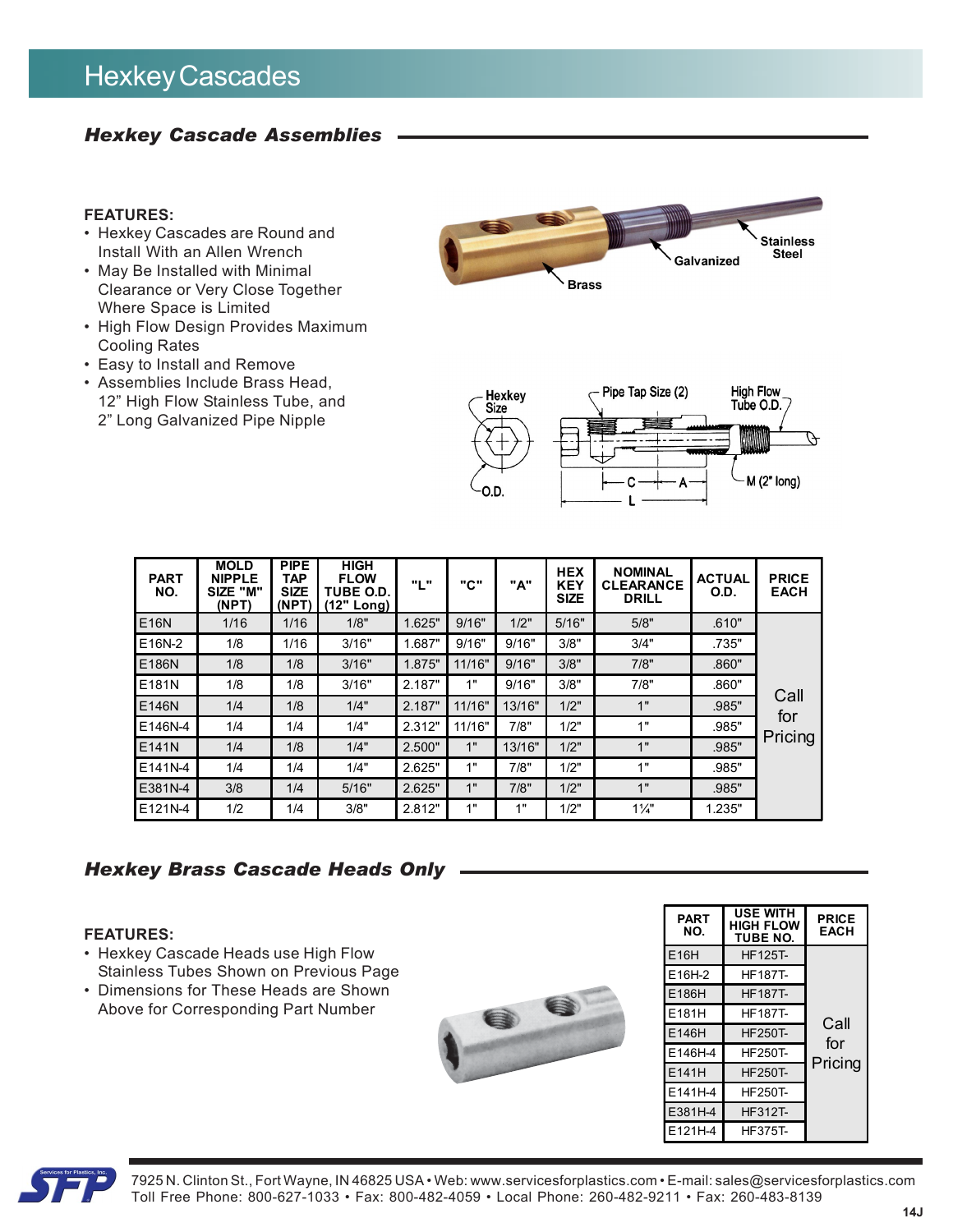# Hexkey Cascades

## *Hexkey Cascade Assemblies*

**FEATURES:**

- Hexkey Cascades are Round and Install With an Allen Wrench
- May Be Installed with Minimal Clearance or Very Close Together Where Space is Limited
- High Flow Design Provides Maximum Cooling Rates
- Easy to Install and Remove
- Assemblies Include Brass Head, 12" High Flow Stainless Tube, and 2" Long Galvanized Pipe Nipple

| PART NO. | MOLD NIPPLE SIZE "M" (NPT) | PIPE TAP SIZE (NPT) | HIGH FLOW TUBE O.D. (12" Long) | "L" | "C" | "A" | HEX KEY SIZE | NOMINAL CLEARANCE DRILL | ACTUAL O.D. | PRICE EACH |
|---|---|---|---|---|---|---|---|---|---|---|
| E16N | 1/16 | 1/16 | 1/8" | 1.625" | 9/16" | 1/2" | 5/16" | 5/8" | .610" | Call for Pricing |
| E16N-2 | 1/8 | 1/16 | 3/16" | 1.687" | 9/16" | 9/16" | 3/8" | 3/4" | .735" | |
| E186N | 1/8 | 1/8 | 3/16" | 1.875" | 11/16" | 9/16" | 3/8" | 7/8" | .860" | |
| E181N | 1/8 | 1/8 | 3/16" | 2.187" | 1" | 9/16" | 3/8" | 7/8" | .860" | |
| E146N | 1/4 | 1/8 | 1/4" | 2.187" | 11/16" | 13/16" | 1/2" | 1" | .985" | |
| E146N-4 | 1/4 | 1/4 | 1/4" | 2.312" | 11/16" | 7/8" | 1/2" | 1" | .985" | |
| E141N | 1/4 | 1/8 | 1/4" | 2.500" | 1" | 13/16" | 1/2" | 1" | .985" | |
| E141N-4 | 1/4 | 1/4 | 1/4" | 2.625" | 1" | 7/8" | 1/2" | 1" | .985" | |
| E381N-4 | 3/8 | 1/4 | 5/16" | 2.625" | 1" | 7/8" | 1/2" | 1" | .985" | |
| E121N-4 | 1/2 | 1/4 | 3/8" | 2.812" | 1" | 1" | 1/2" | 1¼" | 1.235" | |

## *Hexkey Brass Cascade Heads Only*

**FEATURES:**

- Hexkey Cascade Heads use High Flow Stainless Tubes Shown on Previous Page
- Dimensions for These Heads are Shown Above for Corresponding Part Number

| PART NO. | USE WITH HIGH FLOW TUBE NO. | PRICE EACH |
|---|---|---|
| E16H | HF125T- | Call for Pricing |
| E16H-2 | HF187T- | |
| E186H | HF187T- | |
| E181H | HF187T- | |
| E146H | HF250T- | |
| E146H-4 | HF250T- | |
| E141H | HF250T- | |
| E141H-4 | HF250T- | |
| E381H-4 | HF312T- | |
| E121H-4 | HF375T- | |

7925 N. Clinton St., Fort Wayne, IN 46825 USA • Web: www.servicesforplastics.com • E-mail: sales@servicesforplastics.com
Toll Free Phone: 800-627-1033 • Fax: 800-482-4059 • Local Phone: 260-482-9211 • Fax: 260-483-8139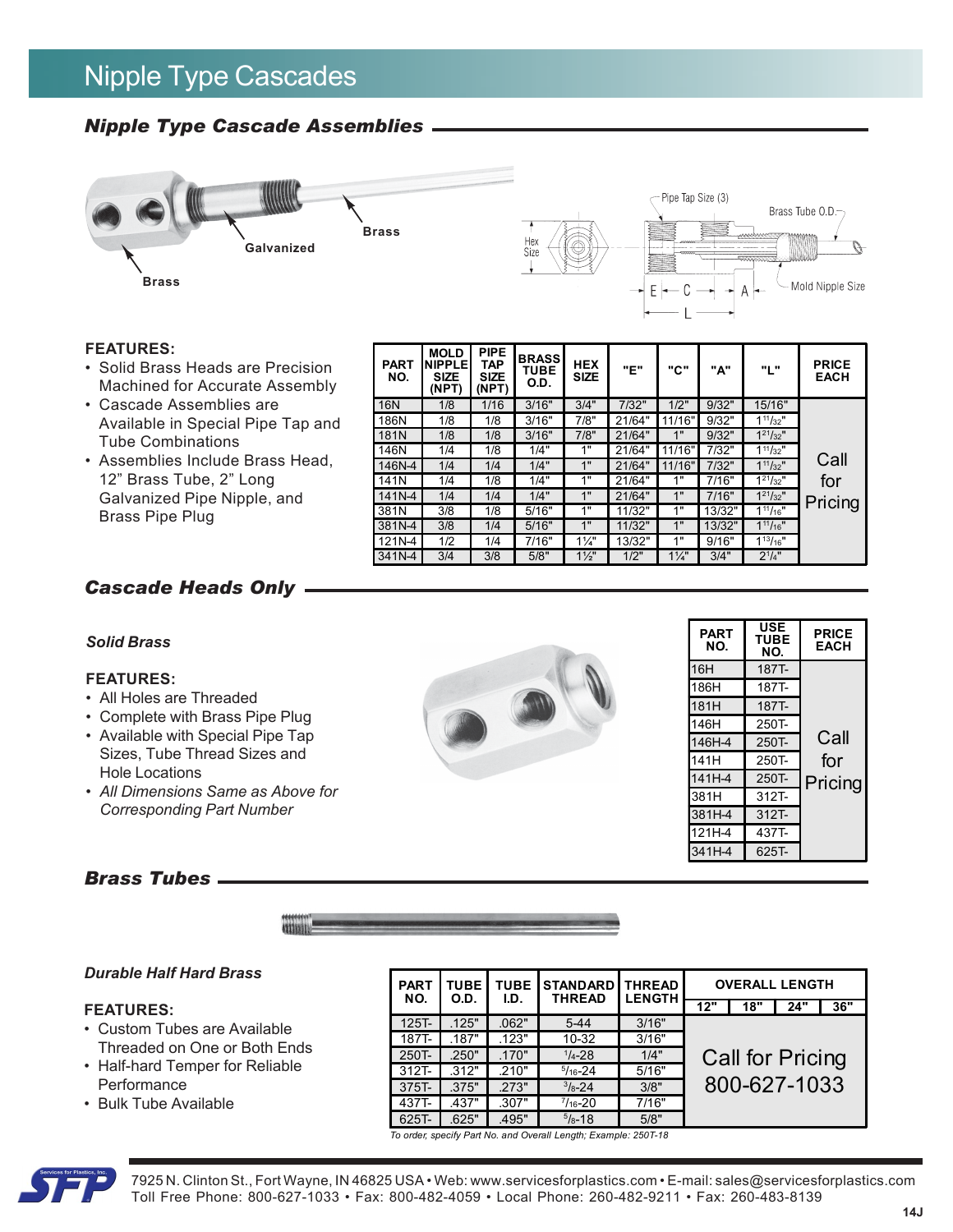# Nipple Type Cascades

## Nipple Type Cascade Assemblies

Galvanized    Brass    Brass

Pipe Tap Size (3)    Brass Tube O.D.    Hex Size    Mold Nipple Size    E    C    A    L

**FEATURES:**

- Solid Brass Heads are Precision Machined for Accurate Assembly
- Cascade Assemblies are Available in Special Pipe Tap and Tube Combinations
- Assemblies Include Brass Head, 12" Brass Tube, 2" Long Galvanized Pipe Nipple, and Brass Pipe Plug

| PART NO. | MOLD NIPPLE SIZE (NPT) | PIPE TAP SIZE (NPT) | BRASS TUBE O.D. | HEX SIZE | "E" | "C" | "A" | "L" | PRICE EACH |
|---|---|---|---|---|---|---|---|---|---|
| 16N | 1/8 | 1/16 | 3/16" | 3/4" | 7/32" | 1/2" | 9/32" | 15/16" | Call for Pricing |
| 186N | 1/8 | 1/8 | 3/16" | 7/8" | 21/64" | 11/16" | 9/32" | 1 11/32" | |
| 181N | 1/8 | 1/8 | 3/16" | 7/8" | 21/64" | 1" | 9/32" | 1 21/32" | |
| 146N | 1/4 | 1/8 | 1/4" | 1" | 21/64" | 11/16" | 7/32" | 1 11/32" | |
| 146N-4 | 1/4 | 1/4 | 1/4" | 1" | 21/64" | 11/16" | 7/32" | 1 11/32" | |
| 141N | 1/4 | 1/8 | 1/4" | 1" | 21/64" | 1" | 7/16" | 1 21/32" | |
| 141N-4 | 1/4 | 1/4 | 1/4" | 1" | 21/64" | 1" | 7/16" | 1 21/32" | |
| 381N | 3/8 | 1/8 | 5/16" | 1" | 11/32" | 1" | 13/32" | 1 11/16" | |
| 381N-4 | 3/8 | 1/4 | 5/16" | 1" | 11/32" | 1" | 13/32" | 1 11/16" | |
| 121N-4 | 1/2 | 1/4 | 7/16" | 1¼" | 13/32" | 1" | 9/16" | 1 13/16" | |
| 341N-4 | 3/4 | 3/8 | 5/8" | 1½" | 1/2" | 1¼" | 3/4" | 2 1/4" | |

## Cascade Heads Only

*Solid Brass*

**FEATURES:**

- All Holes are Threaded
- Complete with Brass Pipe Plug
- Available with Special Pipe Tap Sizes, Tube Thread Sizes and Hole Locations
- *All Dimensions Same as Above for Corresponding Part Number*

| PART NO. | USE TUBE NO. | PRICE EACH |
|---|---|---|
| 16H | 187T- | Call for Pricing |
| 186H | 187T- | |
| 181H | 187T- | |
| 146H | 250T- | |
| 146H-4 | 250T- | |
| 141H | 250T- | |
| 141H-4 | 250T- | |
| 381H | 312T- | |
| 381H-4 | 312T- | |
| 121H-4 | 437T- | |
| 341H-4 | 625T- | |

## Brass Tubes

*Durable Half Hard Brass*

**FEATURES:**

- Custom Tubes are Available Threaded on One or Both Ends
- Half-hard Temper for Reliable Performance
- Bulk Tube Available

| PART NO. | TUBE O.D. | TUBE I.D. | STANDARD THREAD | THREAD LENGTH | OVERALL LENGTH | | | |
|---|---|---|---|---|---|---|---|---|
| | | | | | 12" | 18" | 24" | 36" |
| 125T- | .125" | .062" | 5-44 | 3/16" | Call for Pricing 800-627-1033 | | | |
| 187T- | .187" | .123" | 10-32 | 3/16" | | | | |
| 250T- | .250" | .170" | 1/4-28 | 1/4" | | | | |
| 312T- | .312" | .210" | 5/16-24 | 5/16" | | | | |
| 375T- | .375" | .273" | 3/8-24 | 3/8" | | | | |
| 437T- | .437" | .307" | 7/16-20 | 7/16" | | | | |
| 625T- | .625" | .495" | 5/8-18 | 5/8" | | | | |

*To order, specify Part No. and Overall Length; Example: 250T-18*

7925 N. Clinton St., Fort Wayne, IN 46825 USA • Web: www.servicesforplastics.com • E-mail: sales@servicesforplastics.com
Toll Free Phone: 800-627-1033 • Fax: 800-482-4059 • Local Phone: 260-482-9211 • Fax: 260-483-8139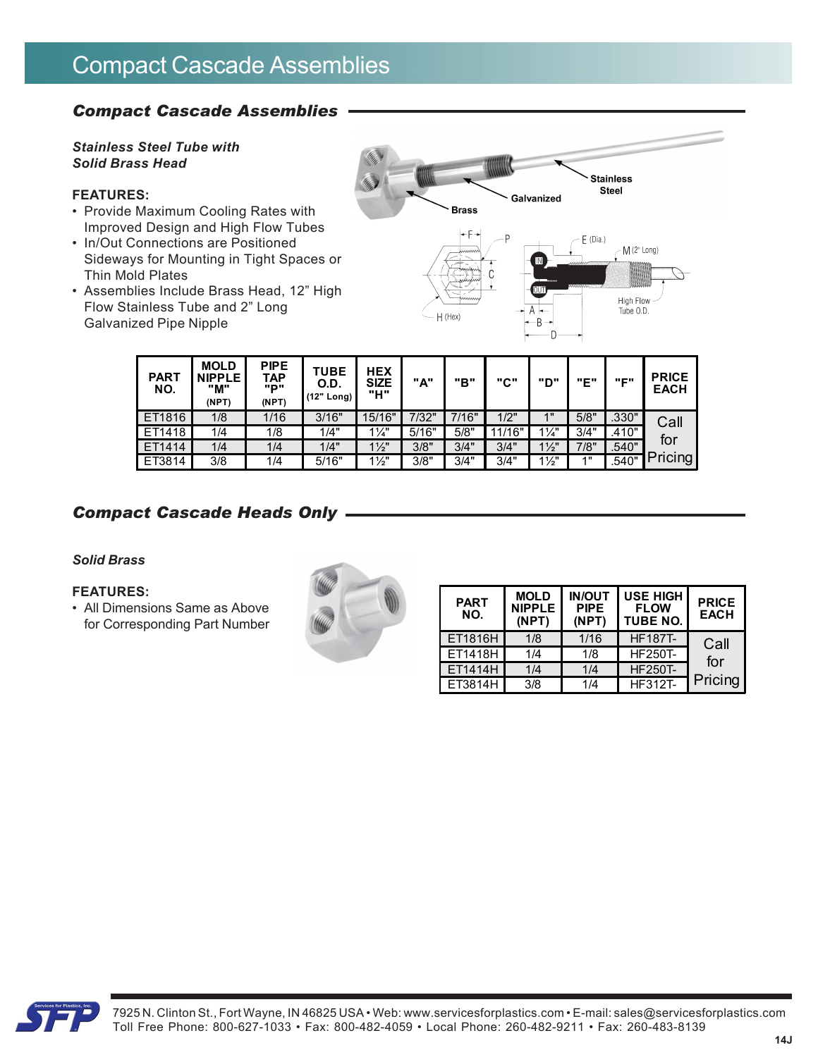# Compact Cascade Assemblies

## Compact Cascade Assemblies

***Stainless Steel Tube with Solid Brass Head***

**FEATURES:**

- Provide Maximum Cooling Rates with Improved Design and High Flow Tubes
- In/Out Connections are Positioned Sideways for Mounting in Tight Spaces or Thin Mold Plates
- Assemblies Include Brass Head, 12" High Flow Stainless Tube and 2" Long Galvanized Pipe Nipple

Stainless Steel
Galvanized
Brass

F
P
C
H (Hex)
E (Dia.)
M (2" Long)
IN
OUT
High Flow Tube O.D.
A
B
D

| PART NO. | MOLD NIPPLE "M" (NPT) | PIPE TAP "P" (NPT) | TUBE O.D. (12" Long) | HEX SIZE "H" | "A" | "B" | "C" | "D" | "E" | "F" | PRICE EACH |
|---|---|---|---|---|---|---|---|---|---|---|---|
| ET1816 | 1/8 | 1/16 | 3/16" | 15/16" | 7/32" | 7/16" | 1/2" | 1" | 5/8" | .330" | Call for Pricing |
| ET1418 | 1/4 | 1/8 | 1/4" | 1¼" | 5/16" | 5/8" | 11/16" | 1¼" | 3/4" | .410" | |
| ET1414 | 1/4 | 1/4 | 1/4" | 1½" | 3/8" | 3/4" | 3/4" | 1½" | 7/8" | .540" | |
| ET3814 | 3/8 | 1/4 | 5/16" | 1½" | 3/8" | 3/4" | 3/4" | 1½" | 1" | .540" | |

## Compact Cascade Heads Only

***Solid Brass***

**FEATURES:**

- All Dimensions Same as Above for Corresponding Part Number

| PART NO. | MOLD NIPPLE (NPT) | IN/OUT PIPE (NPT) | USE HIGH FLOW TUBE NO. | PRICE EACH |
|---|---|---|---|---|
| ET1816H | 1/8 | 1/16 | HF187T- | Call for Pricing |
| ET1418H | 1/4 | 1/8 | HF250T- | |
| ET1414H | 1/4 | 1/4 | HF250T- | |
| ET3814H | 3/8 | 1/4 | HF312T- | |

7925 N. Clinton St., Fort Wayne, IN 46825 USA • Web: www.servicesforplastics.com • E-mail: sales@servicesforplastics.com
Toll Free Phone: 800-627-1033 • Fax: 800-482-4059 • Local Phone: 260-482-9211 • Fax: 260-483-8139